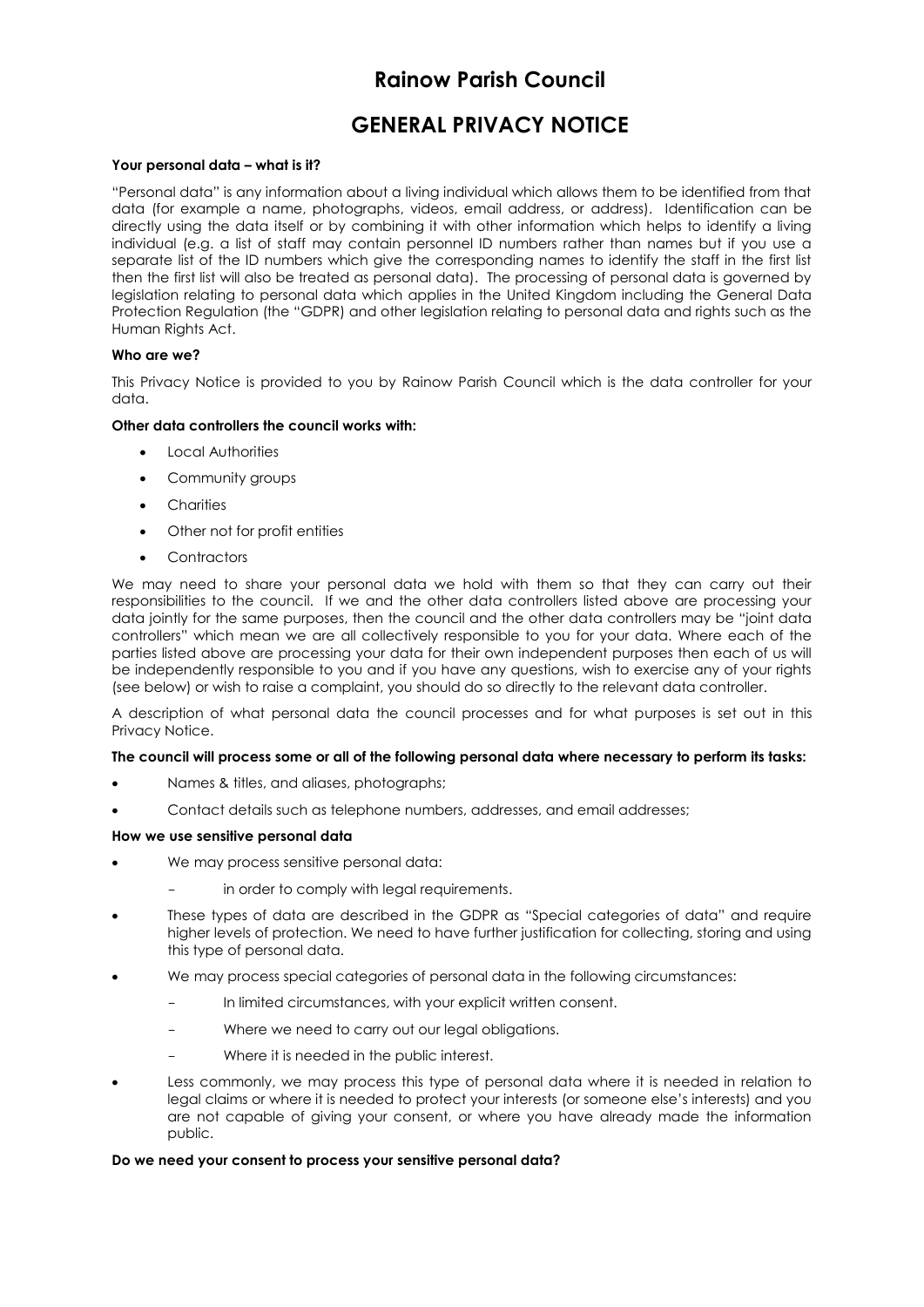# Rainow Parish Council

## GENERAL PRIVACY NOTICE

**Your personal data – what is it?**

"Personal data" is any information about a living individual which allows them to be identified from that data (for example a name, photographs, videos, email address, or address). Identification can be directly using the data itself or by combining it with other information which helps to identify a living individual (e.g. a list of staff may contain personnel ID numbers rather than names but if you use a separate list of the ID numbers which give the corresponding names to identify the staff in the first list then the first list will also be treated as personal data). The processing of personal data is governed by legislation relating to personal data which applies in the United Kingdom including the General Data Protection Regulation (the "GDPR) and other legislation relating to personal data and rights such as the Human Rights Act.

**Who are we?**

This Privacy Notice is provided to you by Rainow Parish Council which is the data controller for your data.

**Other data controllers the council works with:**

- Local Authorities
- Community groups
- Charities
- Other not for profit entities
- Contractors

We may need to share your personal data we hold with them so that they can carry out their responsibilities to the council. If we and the other data controllers listed above are processing your data jointly for the same purposes, then the council and the other data controllers may be "joint data controllers" which mean we are all collectively responsible to you for your data. Where each of the parties listed above are processing your data for their own independent purposes then each of us will be independently responsible to you and if you have any questions, wish to exercise any of your rights (see below) or wish to raise a complaint, you should do so directly to the relevant data controller.

A description of what personal data the council processes and for what purposes is set out in this Privacy Notice.

**The council will process some or all of the following personal data where necessary to perform its tasks:**

- Names & titles, and aliases, photographs;
- Contact details such as telephone numbers, addresses, and email addresses;

**How we use sensitive personal data**

- We may process sensitive personal data:
  - in order to comply with legal requirements.
- These types of data are described in the GDPR as "Special categories of data" and require higher levels of protection. We need to have further justification for collecting, storing and using this type of personal data.
- We may process special categories of personal data in the following circumstances:
  - In limited circumstances, with your explicit written consent.
  - Where we need to carry out our legal obligations.
  - Where it is needed in the public interest.
- Less commonly, we may process this type of personal data where it is needed in relation to legal claims or where it is needed to protect your interests (or someone else's interests) and you are not capable of giving your consent, or where you have already made the information public.

**Do we need your consent to process your sensitive personal data?**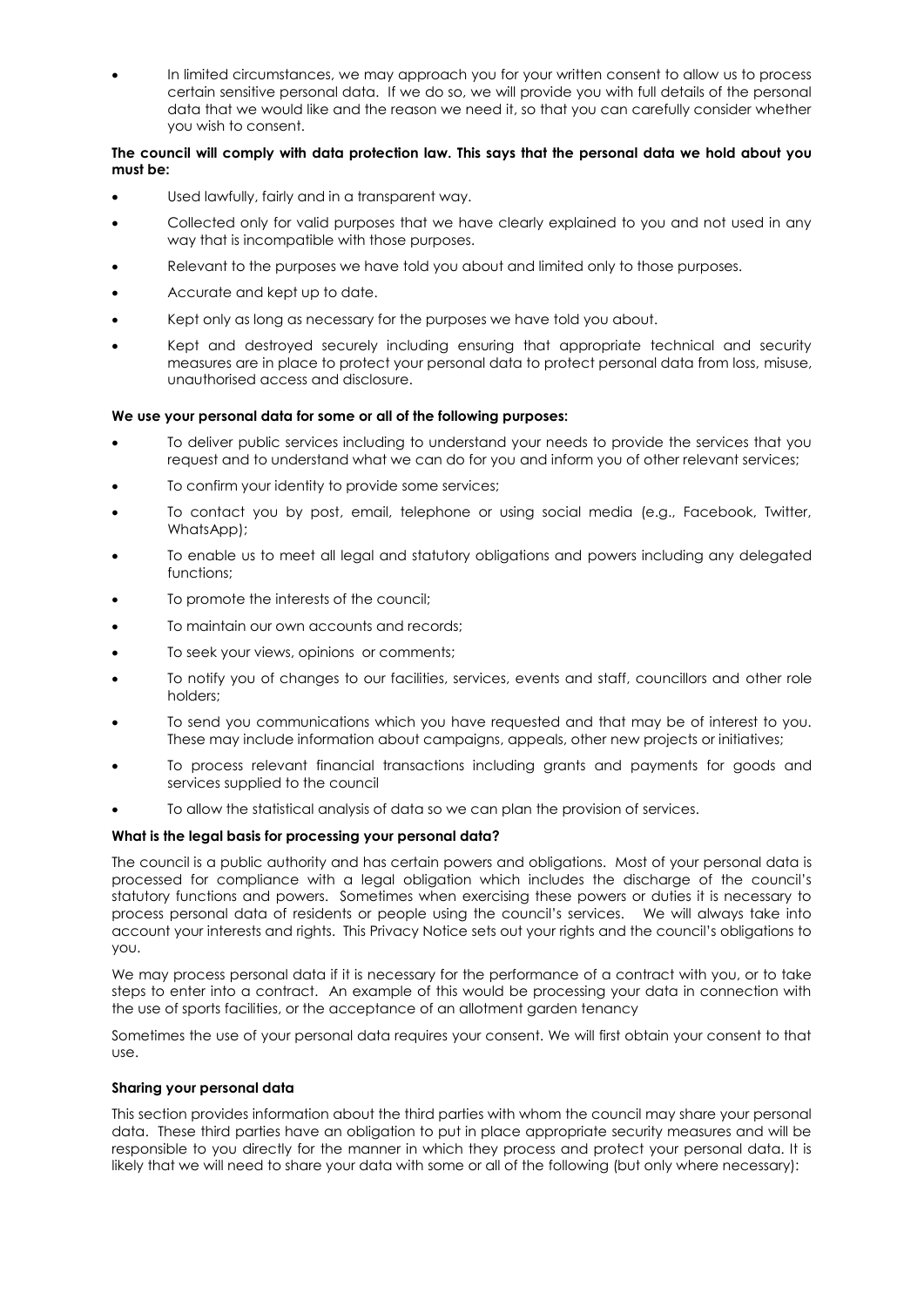- In limited circumstances, we may approach you for your written consent to allow us to process certain sensitive personal data. If we do so, we will provide you with full details of the personal data that we would like and the reason we need it, so that you can carefully consider whether you wish to consent.

**The council will comply with data protection law. This says that the personal data we hold about you must be:**

- Used lawfully, fairly and in a transparent way.
- Collected only for valid purposes that we have clearly explained to you and not used in any way that is incompatible with those purposes.
- Relevant to the purposes we have told you about and limited only to those purposes.
- Accurate and kept up to date.
- Kept only as long as necessary for the purposes we have told you about.
- Kept and destroyed securely including ensuring that appropriate technical and security measures are in place to protect your personal data to protect personal data from loss, misuse, unauthorised access and disclosure.

**We use your personal data for some or all of the following purposes:**

- To deliver public services including to understand your needs to provide the services that you request and to understand what we can do for you and inform you of other relevant services;
- To confirm your identity to provide some services;
- To contact you by post, email, telephone or using social media (e.g., Facebook, Twitter, WhatsApp);
- To enable us to meet all legal and statutory obligations and powers including any delegated functions;
- To promote the interests of the council;
- To maintain our own accounts and records;
- To seek your views, opinions or comments;
- To notify you of changes to our facilities, services, events and staff, councillors and other role holders;
- To send you communications which you have requested and that may be of interest to you. These may include information about campaigns, appeals, other new projects or initiatives;
- To process relevant financial transactions including grants and payments for goods and services supplied to the council
- To allow the statistical analysis of data so we can plan the provision of services.

**What is the legal basis for processing your personal data?**

The council is a public authority and has certain powers and obligations. Most of your personal data is processed for compliance with a legal obligation which includes the discharge of the council's statutory functions and powers. Sometimes when exercising these powers or duties it is necessary to process personal data of residents or people using the council's services. We will always take into account your interests and rights. This Privacy Notice sets out your rights and the council's obligations to you.

We may process personal data if it is necessary for the performance of a contract with you, or to take steps to enter into a contract. An example of this would be processing your data in connection with the use of sports facilities, or the acceptance of an allotment garden tenancy

Sometimes the use of your personal data requires your consent. We will first obtain your consent to that use.

**Sharing your personal data**

This section provides information about the third parties with whom the council may share your personal data. These third parties have an obligation to put in place appropriate security measures and will be responsible to you directly for the manner in which they process and protect your personal data. It is likely that we will need to share your data with some or all of the following (but only where necessary):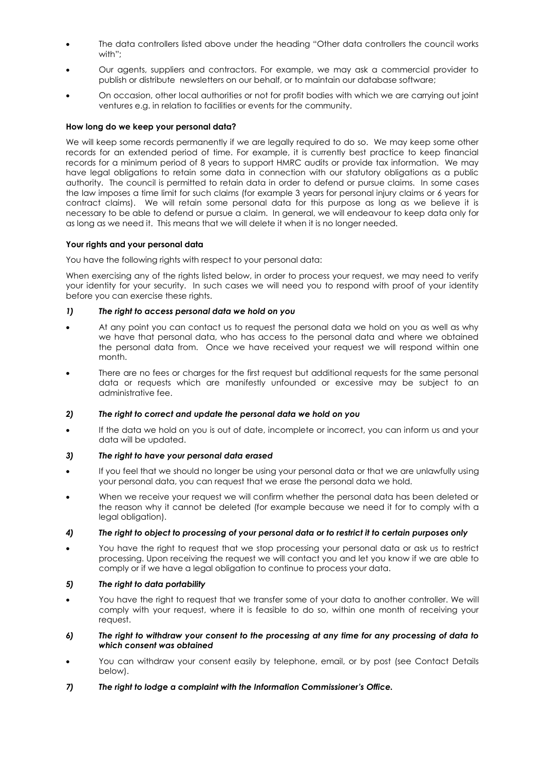- The data controllers listed above under the heading "Other data controllers the council works with";
- Our agents, suppliers and contractors. For example, we may ask a commercial provider to publish or distribute newsletters on our behalf, or to maintain our database software;
- On occasion, other local authorities or not for profit bodies with which we are carrying out joint ventures e.g. in relation to facilities or events for the community.

**How long do we keep your personal data?**

We will keep some records permanently if we are legally required to do so. We may keep some other records for an extended period of time. For example, it is currently best practice to keep financial records for a minimum period of 8 years to support HMRC audits or provide tax information. We may have legal obligations to retain some data in connection with our statutory obligations as a public authority. The council is permitted to retain data in order to defend or pursue claims. In some cases the law imposes a time limit for such claims (for example 3 years for personal injury claims or 6 years for contract claims). We will retain some personal data for this purpose as long as we believe it is necessary to be able to defend or pursue a claim. In general, we will endeavour to keep data only for as long as we need it. This means that we will delete it when it is no longer needed.

**Your rights and your personal data**

You have the following rights with respect to your personal data:

When exercising any of the rights listed below, in order to process your request, we may need to verify your identity for your security. In such cases we will need you to respond with proof of your identity before you can exercise these rights.

***1) The right to access personal data we hold on you***

- At any point you can contact us to request the personal data we hold on you as well as why we have that personal data, who has access to the personal data and where we obtained the personal data from. Once we have received your request we will respond within one month.
- There are no fees or charges for the first request but additional requests for the same personal data or requests which are manifestly unfounded or excessive may be subject to an administrative fee.

***2) The right to correct and update the personal data we hold on you***

- If the data we hold on you is out of date, incomplete or incorrect, you can inform us and your data will be updated.

***3) The right to have your personal data erased***

- If you feel that we should no longer be using your personal data or that we are unlawfully using your personal data, you can request that we erase the personal data we hold.
- When we receive your request we will confirm whether the personal data has been deleted or the reason why it cannot be deleted (for example because we need it for to comply with a legal obligation).

***4) The right to object to processing of your personal data or to restrict it to certain purposes only***

- You have the right to request that we stop processing your personal data or ask us to restrict processing. Upon receiving the request we will contact you and let you know if we are able to comply or if we have a legal obligation to continue to process your data.

***5) The right to data portability***

- You have the right to request that we transfer some of your data to another controller. We will comply with your request, where it is feasible to do so, within one month of receiving your request.

***6) The right to withdraw your consent to the processing at any time for any processing of data to which consent was obtained***

- You can withdraw your consent easily by telephone, email, or by post (see Contact Details below).

***7) The right to lodge a complaint with the Information Commissioner's Office.***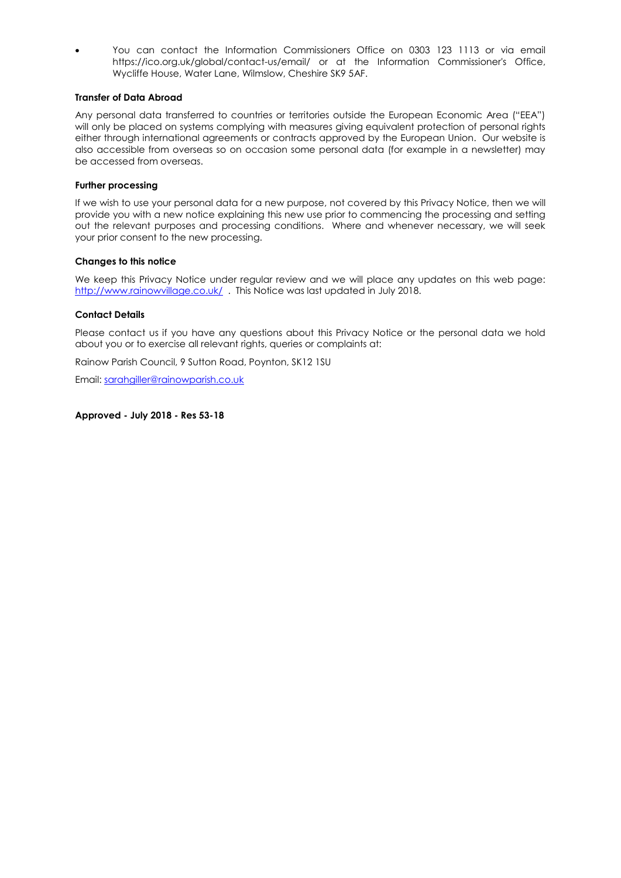- You can contact the Information Commissioners Office on 0303 123 1113 or via email https://ico.org.uk/global/contact-us/email/ or at the Information Commissioner's Office, Wycliffe House, Water Lane, Wilmslow, Cheshire SK9 5AF.

**Transfer of Data Abroad**

Any personal data transferred to countries or territories outside the European Economic Area ("EEA") will only be placed on systems complying with measures giving equivalent protection of personal rights either through international agreements or contracts approved by the European Union. Our website is also accessible from overseas so on occasion some personal data (for example in a newsletter) may be accessed from overseas.

**Further processing**

If we wish to use your personal data for a new purpose, not covered by this Privacy Notice, then we will provide you with a new notice explaining this new use prior to commencing the processing and setting out the relevant purposes and processing conditions. Where and whenever necessary, we will seek your prior consent to the new processing.

**Changes to this notice**

We keep this Privacy Notice under regular review and we will place any updates on this web page: http://www.rainowvillage.co.uk/ . This Notice was last updated in July 2018.

**Contact Details**

Please contact us if you have any questions about this Privacy Notice or the personal data we hold about you or to exercise all relevant rights, queries or complaints at:

Rainow Parish Council, 9 Sutton Road, Poynton, SK12 1SU

Email: sarahgiller@rainowparish.co.uk

**Approved - July 2018 - Res 53-18**